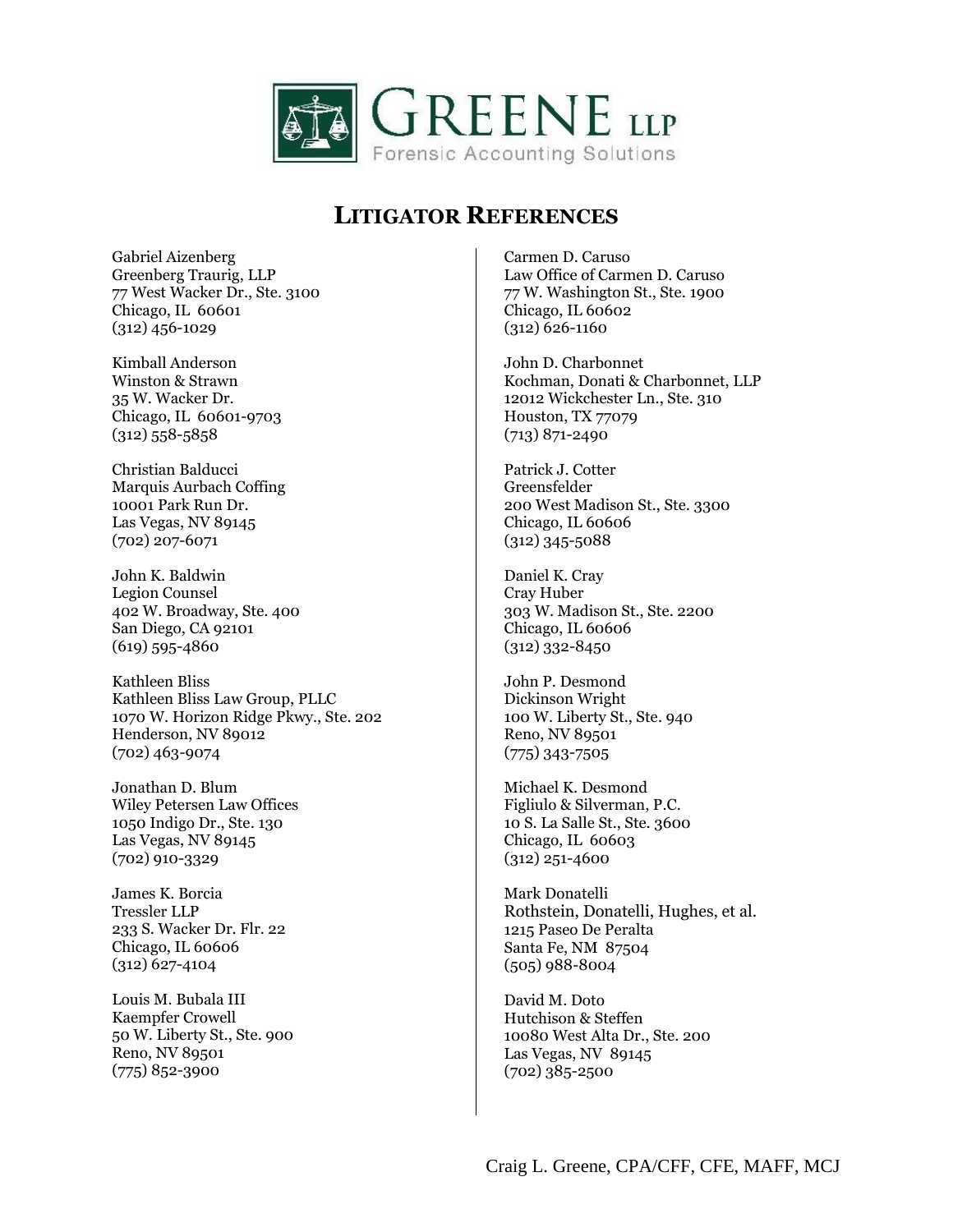GREENE LLP
Forensic Accounting Solutions

# LITIGATOR REFERENCES

Gabriel Aizenberg
Greenberg Traurig, LLP
77 West Wacker Dr., Ste. 3100
Chicago, IL 60601
(312) 456-1029

Kimball Anderson
Winston & Strawn
35 W. Wacker Dr.
Chicago, IL 60601-9703
(312) 558-5858

Christian Balducci
Marquis Aurbach Coffing
10001 Park Run Dr.
Las Vegas, NV 89145
(702) 207-6071

John K. Baldwin
Legion Counsel
402 W. Broadway, Ste. 400
San Diego, CA 92101
(619) 595-4860

Kathleen Bliss
Kathleen Bliss Law Group, PLLC
1070 W. Horizon Ridge Pkwy., Ste. 202
Henderson, NV 89012
(702) 463-9074

Jonathan D. Blum
Wiley Petersen Law Offices
1050 Indigo Dr., Ste. 130
Las Vegas, NV 89145
(702) 910-3329

James K. Borcia
Tressler LLP
233 S. Wacker Dr. Flr. 22
Chicago, IL 60606
(312) 627-4104

Louis M. Bubala III
Kaempfer Crowell
50 W. Liberty St., Ste. 900
Reno, NV 89501
(775) 852-3900

Carmen D. Caruso
Law Office of Carmen D. Caruso
77 W. Washington St., Ste. 1900
Chicago, IL 60602
(312) 626-1160

John D. Charbonnet
Kochman, Donati & Charbonnet, LLP
12012 Wickchester Ln., Ste. 310
Houston, TX 77079
(713) 871-2490

Patrick J. Cotter
Greensfelder
200 West Madison St., Ste. 3300
Chicago, IL 60606
(312) 345-5088

Daniel K. Cray
Cray Huber
303 W. Madison St., Ste. 2200
Chicago, IL 60606
(312) 332-8450

John P. Desmond
Dickinson Wright
100 W. Liberty St., Ste. 940
Reno, NV 89501
(775) 343-7505

Michael K. Desmond
Figliulo & Silverman, P.C.
10 S. La Salle St., Ste. 3600
Chicago, IL 60603
(312) 251-4600

Mark Donatelli
Rothstein, Donatelli, Hughes, et al.
1215 Paseo De Peralta
Santa Fe, NM 87504
(505) 988-8004

David M. Doto
Hutchison & Steffen
10080 West Alta Dr., Ste. 200
Las Vegas, NV 89145
(702) 385-2500

Craig L. Greene, CPA/CFF, CFE, MAFF, MCJ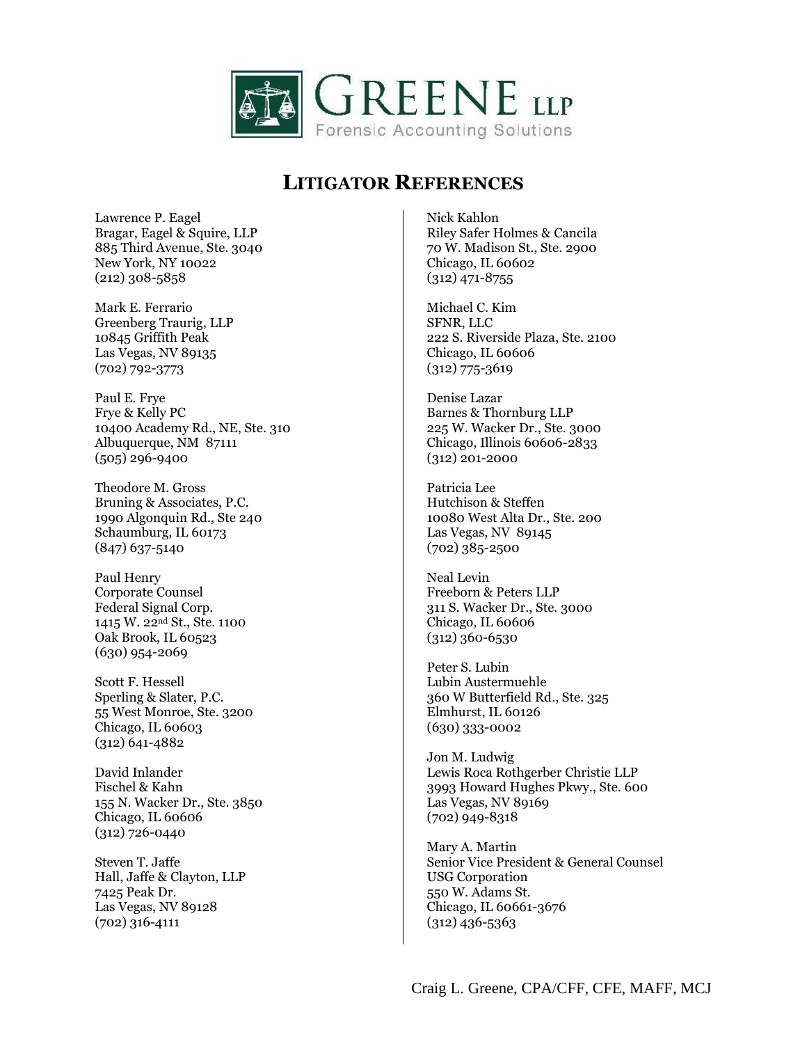GREENE LLP
Forensic Accounting Solutions

# LITIGATOR REFERENCES

Lawrence P. Eagel
Bragar, Eagel & Squire, LLP
885 Third Avenue, Ste. 3040
New York, NY 10022
(212) 308-5858

Mark E. Ferrario
Greenberg Traurig, LLP
10845 Griffith Peak
Las Vegas, NV 89135
(702) 792-3773

Paul E. Frye
Frye & Kelly PC
10400 Academy Rd., NE, Ste. 310
Albuquerque, NM 87111
(505) 296-9400

Theodore M. Gross
Bruning & Associates, P.C.
1990 Algonquin Rd., Ste 240
Schaumburg, IL 60173
(847) 637-5140

Paul Henry
Corporate Counsel
Federal Signal Corp.
1415 W. 22nd St., Ste. 1100
Oak Brook, IL 60523
(630) 954-2069

Scott F. Hessell
Sperling & Slater, P.C.
55 West Monroe, Ste. 3200
Chicago, IL 60603
(312) 641-4882

David Inlander
Fischel & Kahn
155 N. Wacker Dr., Ste. 3850
Chicago, IL 60606
(312) 726-0440

Steven T. Jaffe
Hall, Jaffe & Clayton, LLP
7425 Peak Dr.
Las Vegas, NV 89128
(702) 316-4111

Nick Kahlon
Riley Safer Holmes & Cancila
70 W. Madison St., Ste. 2900
Chicago, IL 60602
(312) 471-8755

Michael C. Kim
SFNR, LLC
222 S. Riverside Plaza, Ste. 2100
Chicago, IL 60606
(312) 775-3619

Denise Lazar
Barnes & Thornburg LLP
225 W. Wacker Dr., Ste. 3000
Chicago, Illinois 60606-2833
(312) 201-2000

Patricia Lee
Hutchison & Steffen
10080 West Alta Dr., Ste. 200
Las Vegas, NV 89145
(702) 385-2500

Neal Levin
Freeborn & Peters LLP
311 S. Wacker Dr., Ste. 3000
Chicago, IL 60606
(312) 360-6530

Peter S. Lubin
Lubin Austermuehle
360 W Butterfield Rd., Ste. 325
Elmhurst, IL 60126
(630) 333-0002

Jon M. Ludwig
Lewis Roca Rothgerber Christie LLP
3993 Howard Hughes Pkwy., Ste. 600
Las Vegas, NV 89169
(702) 949-8318

Mary A. Martin
Senior Vice President & General Counsel
USG Corporation
550 W. Adams St.
Chicago, IL 60661-3676
(312) 436-5363

Craig L. Greene, CPA/CFF, CFE, MAFF, MCJ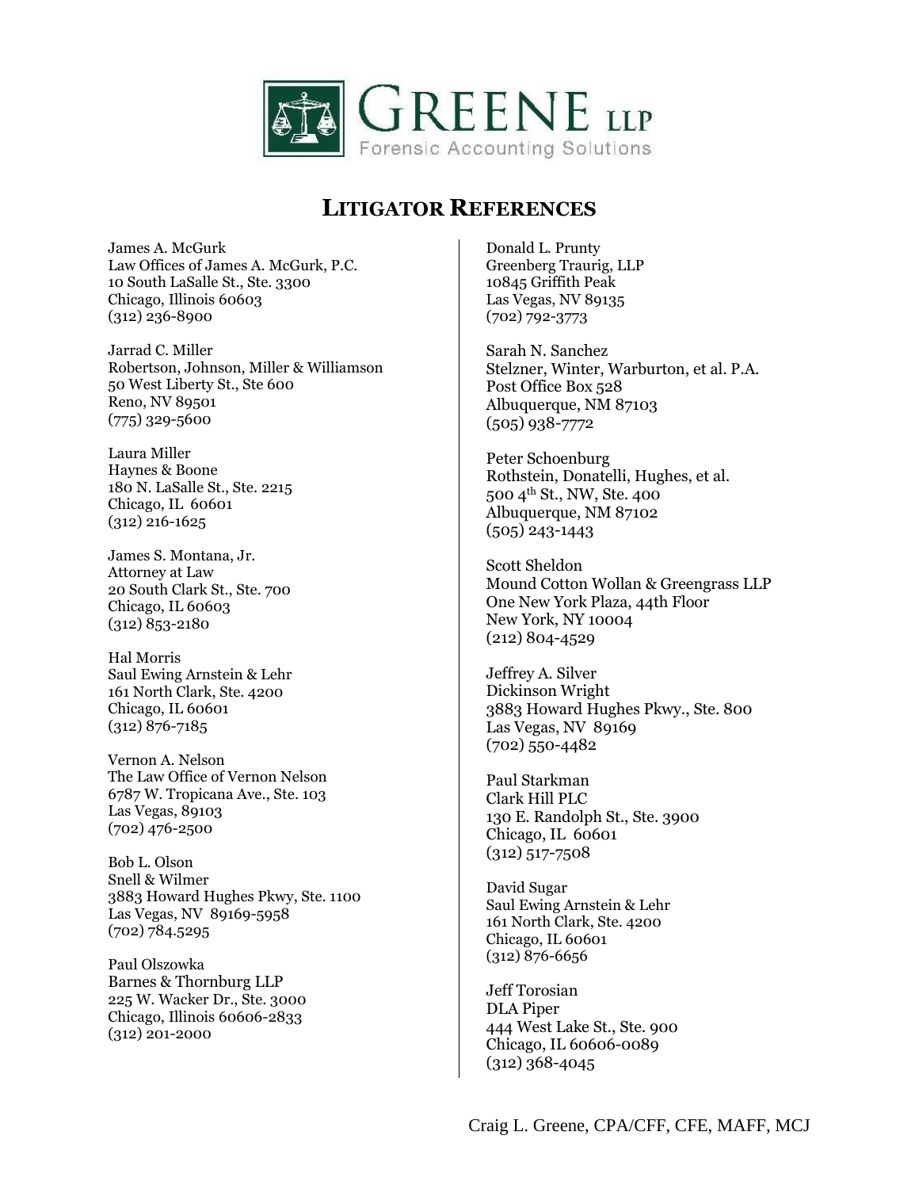GREENE LLP
Forensic Accounting Solutions

# LITIGATOR REFERENCES

James A. McGurk
Law Offices of James A. McGurk, P.C.
10 South LaSalle St., Ste. 3300
Chicago, Illinois 60603
(312) 236-8900

Jarrad C. Miller
Robertson, Johnson, Miller & Williamson
50 West Liberty St., Ste 600
Reno, NV 89501
(775) 329-5600

Laura Miller
Haynes & Boone
180 N. LaSalle St., Ste. 2215
Chicago, IL 60601
(312) 216-1625

James S. Montana, Jr.
Attorney at Law
20 South Clark St., Ste. 700
Chicago, IL 60603
(312) 853-2180

Hal Morris
Saul Ewing Arnstein & Lehr
161 North Clark, Ste. 4200
Chicago, IL 60601
(312) 876-7185

Vernon A. Nelson
The Law Office of Vernon Nelson
6787 W. Tropicana Ave., Ste. 103
Las Vegas, 89103
(702) 476-2500

Bob L. Olson
Snell & Wilmer
3883 Howard Hughes Pkwy, Ste. 1100
Las Vegas, NV 89169-5958
(702) 784.5295

Paul Olszowka
Barnes & Thornburg LLP
225 W. Wacker Dr., Ste. 3000
Chicago, Illinois 60606-2833
(312) 201-2000

Donald L. Prunty
Greenberg Traurig, LLP
10845 Griffith Peak
Las Vegas, NV 89135
(702) 792-3773

Sarah N. Sanchez
Stelzner, Winter, Warburton, et al. P.A.
Post Office Box 528
Albuquerque, NM 87103
(505) 938-7772

Peter Schoenburg
Rothstein, Donatelli, Hughes, et al.
500 4th St., NW, Ste. 400
Albuquerque, NM 87102
(505) 243-1443

Scott Sheldon
Mound Cotton Wollan & Greengrass LLP
One New York Plaza, 44th Floor
New York, NY 10004
(212) 804-4529

Jeffrey A. Silver
Dickinson Wright
3883 Howard Hughes Pkwy., Ste. 800
Las Vegas, NV 89169
(702) 550-4482

Paul Starkman
Clark Hill PLC
130 E. Randolph St., Ste. 3900
Chicago, IL 60601
(312) 517-7508

David Sugar
Saul Ewing Arnstein & Lehr
161 North Clark, Ste. 4200
Chicago, IL 60601
(312) 876-6656

Jeff Torosian
DLA Piper
444 West Lake St., Ste. 900
Chicago, IL 60606-0089
(312) 368-4045

Craig L. Greene, CPA/CFF, CFE, MAFF, MCJ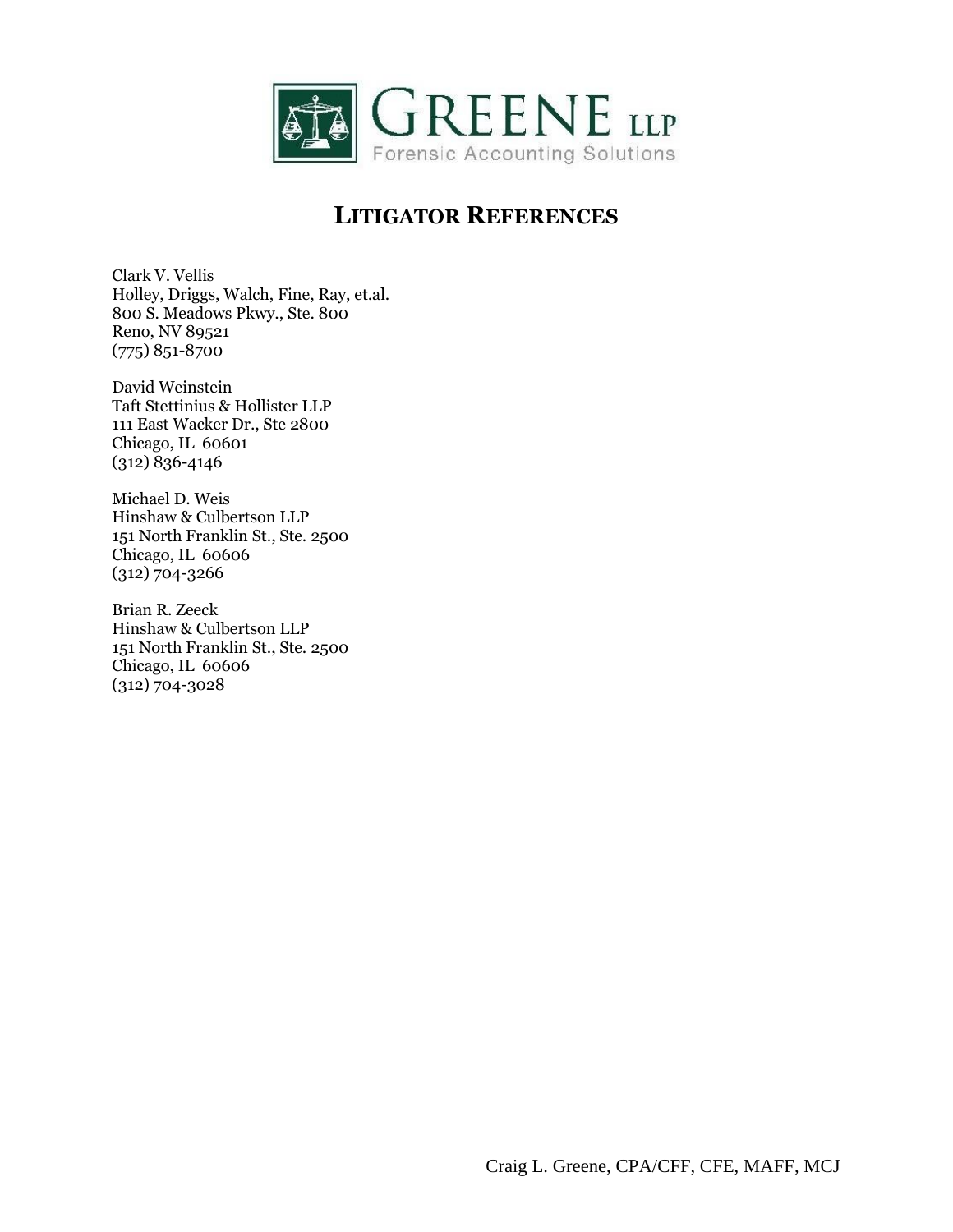GREENE LLP

Forensic Accounting Solutions

## LITIGATOR REFERENCES

Clark V. Vellis  
Holley, Driggs, Walch, Fine, Ray, et.al.  
800 S. Meadows Pkwy., Ste. 800  
Reno, NV 89521  
(775) 851-8700

David Weinstein  
Taft Stettinius & Hollister LLP  
111 East Wacker Dr., Ste 2800  
Chicago, IL 60601  
(312) 836-4146

Michael D. Weis  
Hinshaw & Culbertson LLP  
151 North Franklin St., Ste. 2500  
Chicago, IL 60606  
(312) 704-3266

Brian R. Zeeck  
Hinshaw & Culbertson LLP  
151 North Franklin St., Ste. 2500  
Chicago, IL 60606  
(312) 704-3028

Craig L. Greene, CPA/CFF, CFE, MAFF, MCJ